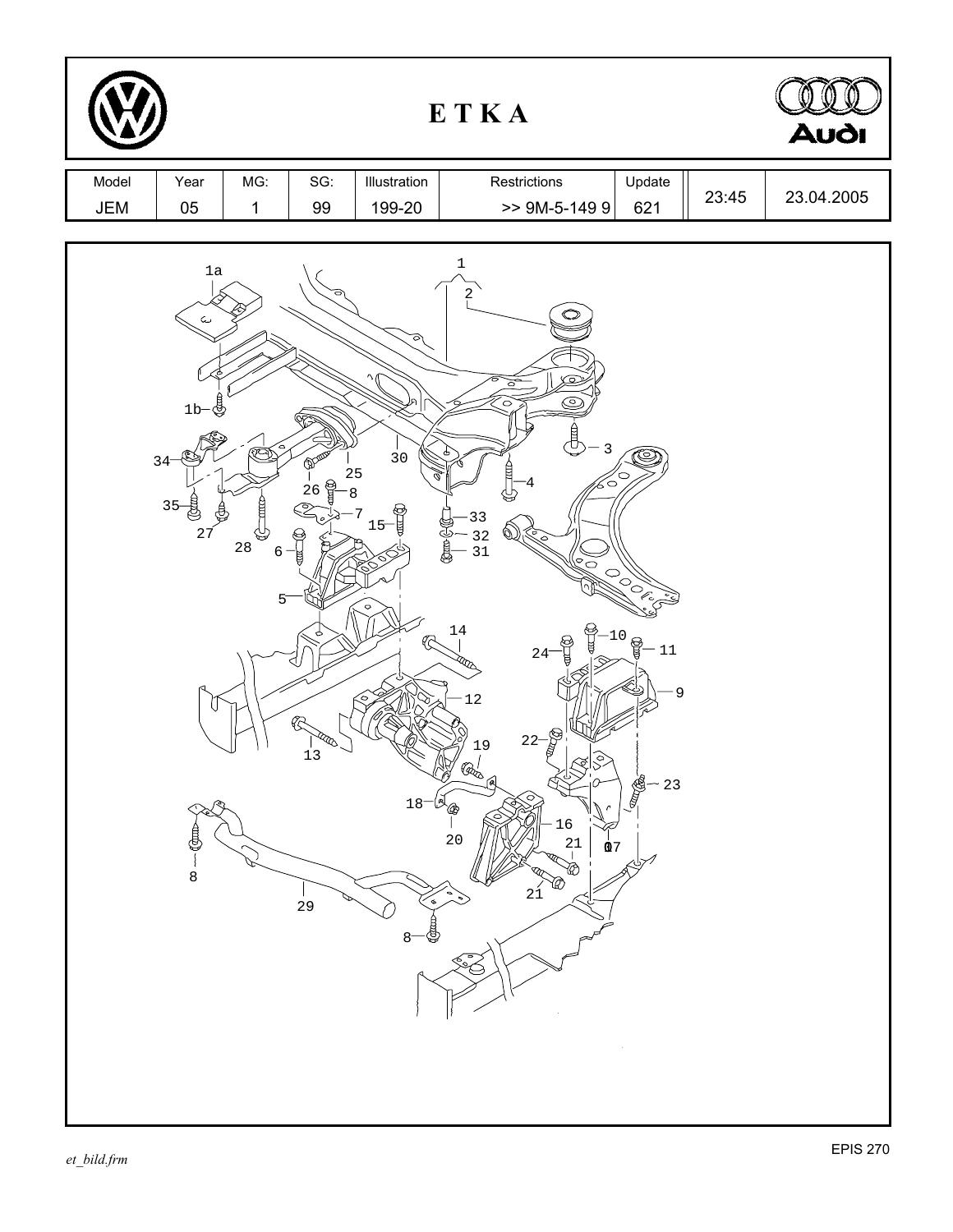# E T K A

| Model | Year | MG: | SG: | Illustration | Restrictions | Update | | |
|---|---|---|---|---|---|---|---|---|
| JEM | 05 | 1 | 99 | 199-20 | >> 9M-5-149 9 | 621 | 23:45 | 23.04.2005 |

1a 1 2 1b 3 34 30 25 26 8 4 33 7 15 32 35 31 27 28 6 5 14 10 24 11 9 12 22 19 13 23 18 16 20 21 07 21 8 29 8

et_bild.frm

EPIS 270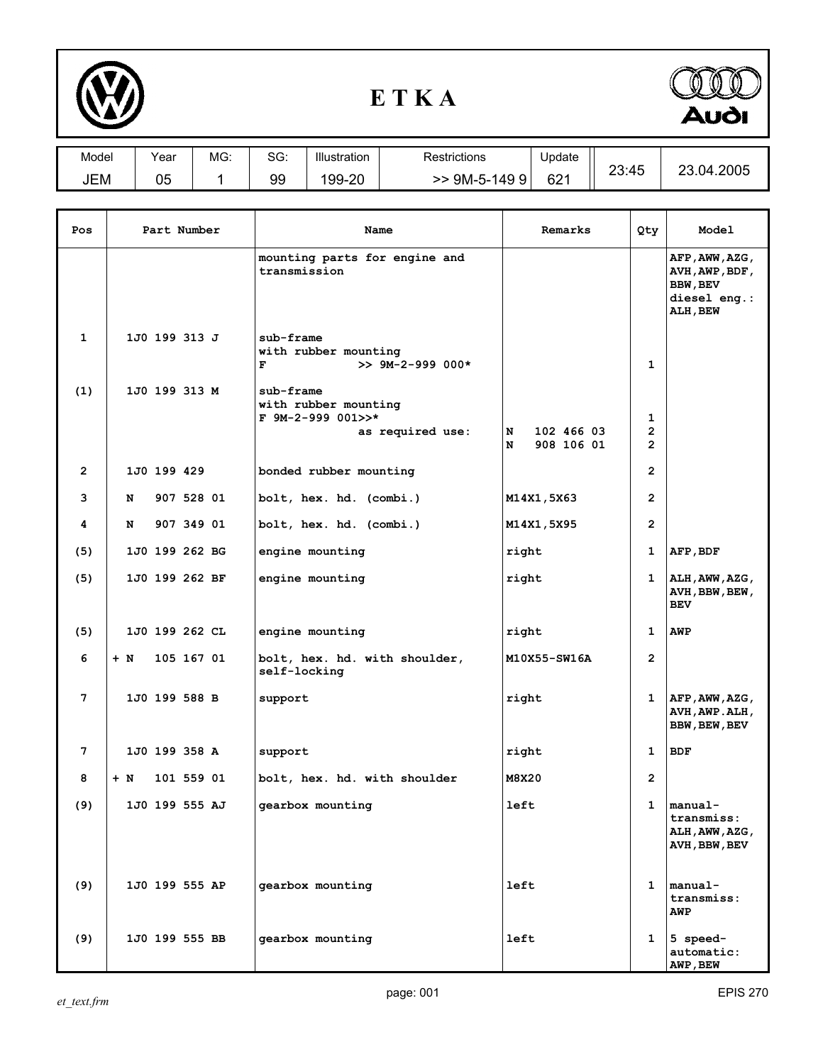# ETKA

| Model | Year | MG: | SG: | Illustration | Restrictions | Update | | |
|---|---|---|---|---|---|---|---|---|
| JEM | 05 | 1 | 99 | 199-20 | >> 9M-5-149 9 | 621 | 23:45 | 23.04.2005 |

| Pos | Part Number | Name | Remarks | Qty | Model |
|---|---|---|---|---|---|
| | | mounting parts for engine and transmission | | | AFP,AWW,AZG, AVH,AWP,BDF, BBW,BEV diesel eng.: ALH,BEW |
| 1 | 1J0 199 313 J | sub-frame with rubber mounting F >> 9M-2-999 000* | | 1 | |
| (1) | 1J0 199 313 M | sub-frame with rubber mounting F 9M-2-999 001>>* as required use: | N 102 466 03 N 908 106 01 | 1 2 2 | |
| 2 | 1J0 199 429 | bonded rubber mounting | | 2 | |
| 3 | N 907 528 01 | bolt, hex. hd. (combi.) | M14X1,5X63 | 2 | |
| 4 | N 907 349 01 | bolt, hex. hd. (combi.) | M14X1,5X95 | 2 | |
| (5) | 1J0 199 262 BG | engine mounting | right | 1 | AFP,BDF |
| (5) | 1J0 199 262 BF | engine mounting | right | 1 | ALH,AWW,AZG, AVH,BBW,BEW, BEV |
| (5) | 1J0 199 262 CL | engine mounting | right | 1 | AWP |
| 6 | + N 105 167 01 | bolt, hex. hd. with shoulder, self-locking | M10X55-SW16A | 2 | |
| 7 | 1J0 199 588 B | support | right | 1 | AFP,AWW,AZG, AVH,AWP.ALH, BBW,BEW,BEV |
| 7 | 1J0 199 358 A | support | right | 1 | BDF |
| 8 | + N 101 559 01 | bolt, hex. hd. with shoulder | M8X20 | 2 | |
| (9) | 1J0 199 555 AJ | gearbox mounting | left | 1 | manual-transmiss: ALH,AWW,AZG, AVH,BBW,BEV |
| (9) | 1J0 199 555 AP | gearbox mounting | left | 1 | manual-transmiss: AWP |
| (9) | 1J0 199 555 BB | gearbox mounting | left | 1 | 5 speed-automatic: AWP,BEW |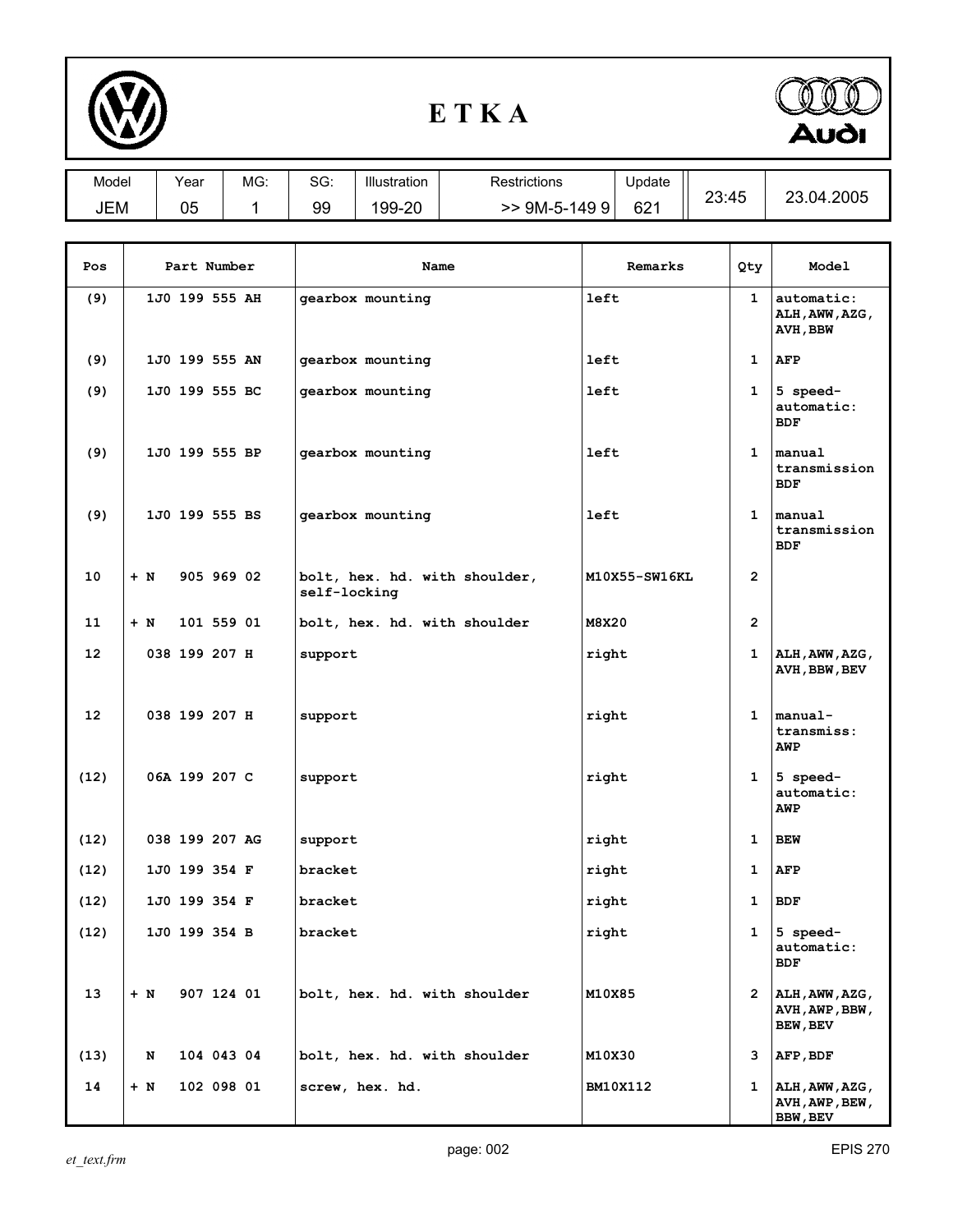# E T K A

| Model | Year | MG: | SG: | Illustration | Restrictions | Update | | |
|---|---|---|---|---|---|---|---|---|
| JEM | 05 | 1 | 99 | 199-20 | >> 9M-5-149 9 | 621 | 23:45 | 23.04.2005 |

| Pos | Part Number | Name | Remarks | Qty | Model |
|---|---|---|---|---|---|
| (9) | 1J0 199 555 AH | gearbox mounting | left | 1 | automatic: ALH,AWW,AZG, AVH,BBW |
| (9) | 1J0 199 555 AN | gearbox mounting | left | 1 | AFP |
| (9) | 1J0 199 555 BC | gearbox mounting | left | 1 | 5 speed-automatic: BDF |
| (9) | 1J0 199 555 BP | gearbox mounting | left | 1 | manual transmission BDF |
| (9) | 1J0 199 555 BS | gearbox mounting | left | 1 | manual transmission BDF |
| 10 | + N 905 969 02 | bolt, hex. hd. with shoulder, self-locking | M10X55-SW16KL | 2 | |
| 11 | + N 101 559 01 | bolt, hex. hd. with shoulder | M8X20 | 2 | |
| 12 | 038 199 207 H | support | right | 1 | ALH,AWW,AZG, AVH,BBW,BEV |
| 12 | 038 199 207 H | support | right | 1 | manual-transmiss: AWP |
| (12) | 06A 199 207 C | support | right | 1 | 5 speed-automatic: AWP |
| (12) | 038 199 207 AG | support | right | 1 | BEW |
| (12) | 1J0 199 354 F | bracket | right | 1 | AFP |
| (12) | 1J0 199 354 F | bracket | right | 1 | BDF |
| (12) | 1J0 199 354 B | bracket | right | 1 | 5 speed-automatic: BDF |
| 13 | + N 907 124 01 | bolt, hex. hd. with shoulder | M10X85 | 2 | ALH,AWW,AZG, AVH,AWP,BBW, BEW,BEV |
| (13) | N 104 043 04 | bolt, hex. hd. with shoulder | M10X30 | 3 | AFP,BDF |
| 14 | + N 102 098 01 | screw, hex. hd. | BM10X112 | 1 | ALH,AWW,AZG, AVH,AWP,BEW, BBW,BEV |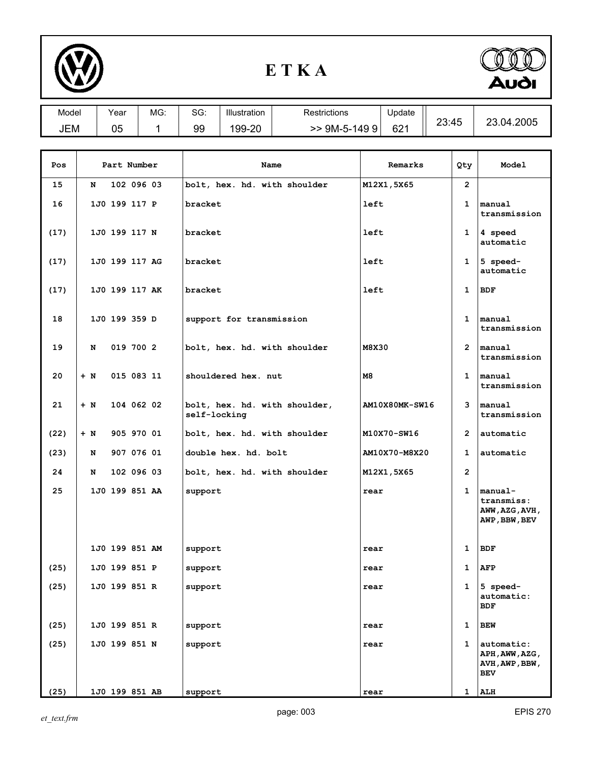# E T K A

| Model | Year | MG: | SG: | Illustration | Restrictions | Update | | |
|---|---|---|---|---|---|---|---|---|
| JEM | 05 | 1 | 99 | 199-20 | >> 9M-5-149 9 | 621 | 23:45 | 23.04.2005 |

| Pos | Part Number | Name | Remarks | Qty | Model |
|---|---|---|---|---|---|
| 15 | N 102 096 03 | bolt, hex. hd. with shoulder | M12X1,5X65 | 2 | |
| 16 | 1J0 199 117 P | bracket | left | 1 | manual transmission |
| (17) | 1J0 199 117 N | bracket | left | 1 | 4 speed automatic |
| (17) | 1J0 199 117 AG | bracket | left | 1 | 5 speed-automatic |
| (17) | 1J0 199 117 AK | bracket | left | 1 | BDF |
| 18 | 1J0 199 359 D | support for transmission | | 1 | manual transmission |
| 19 | N 019 700 2 | bolt, hex. hd. with shoulder | M8X30 | 2 | manual transmission |
| 20 | + N 015 083 11 | shouldered hex. nut | M8 | 1 | manual transmission |
| 21 | + N 104 062 02 | bolt, hex. hd. with shoulder, self-locking | AM10X80MK-SW16 | 3 | manual transmission |
| (22) | + N 905 970 01 | bolt, hex. hd. with shoulder | M10X70-SW16 | 2 | automatic |
| (23) | N 907 076 01 | double hex. hd. bolt | AM10X70-M8X20 | 1 | automatic |
| 24 | N 102 096 03 | bolt, hex. hd. with shoulder | M12X1,5X65 | 2 | |
| 25 | 1J0 199 851 AA | support | rear | 1 | manual-transmiss: AWW,AZG,AVH, AWP,BBW,BEV |
| | 1J0 199 851 AM | support | rear | 1 | BDF |
| (25) | 1J0 199 851 P | support | rear | 1 | AFP |
| (25) | 1J0 199 851 R | support | rear | 1 | 5 speed-automatic: BDF |
| (25) | 1J0 199 851 R | support | rear | 1 | BEW |
| (25) | 1J0 199 851 N | support | rear | 1 | automatic: APH,AWW,AZG, AVH,AWP,BBW, BEV |
| (25) | 1J0 199 851 AB | support | rear | 1 | ALH |

*et_text.frm*

EPIS 270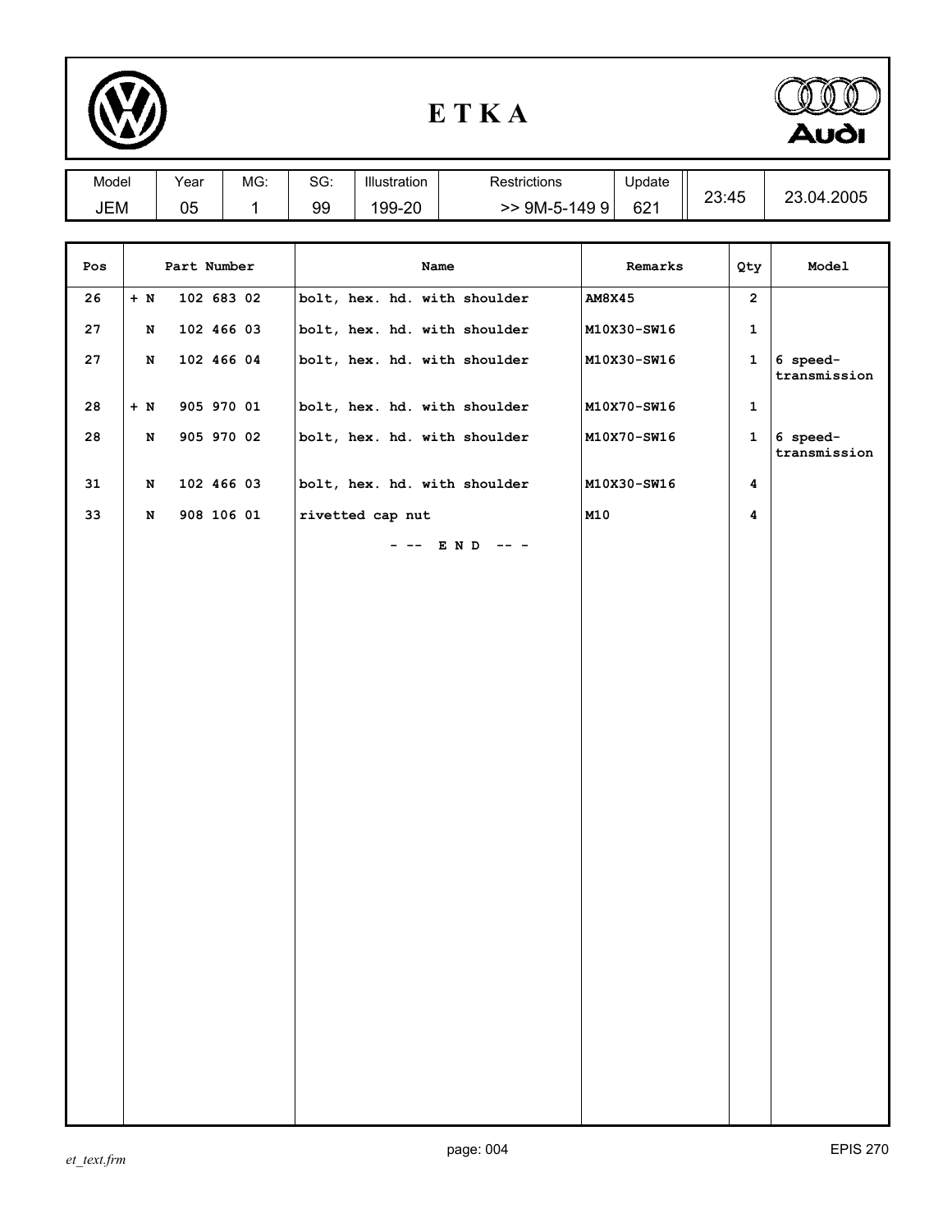# E T K A

| Model | Year | MG: | SG: | Illustration | Restrictions | Update | | |
|---|---|---|---|---|---|---|---|---|
| JEM | 05 | 1 | 99 | 199-20 | >> 9M-5-149 9 | 621 | 23:45 | 23.04.2005 |

| Pos | Part Number | Name | Remarks | Qty | Model |
|---|---|---|---|---|---|
| 26 | + N 102 683 02 | bolt, hex. hd. with shoulder | AM8X45 | 2 | |
| 27 | N 102 466 03 | bolt, hex. hd. with shoulder | M10X30-SW16 | 1 | |
| 27 | N 102 466 04 | bolt, hex. hd. with shoulder | M10X30-SW16 | 1 | 6 speed-transmission |
| 28 | + N 905 970 01 | bolt, hex. hd. with shoulder | M10X70-SW16 | 1 | |
| 28 | N 905 970 02 | bolt, hex. hd. with shoulder | M10X70-SW16 | 1 | 6 speed-transmission |
| 31 | N 102 466 03 | bolt, hex. hd. with shoulder | M10X30-SW16 | 4 | |
| 33 | N 908 106 01 | rivetted cap nut | M10 | 4 | |
| | | - -- E N D -- - | | | |

*et_text.frm*

EPIS 270